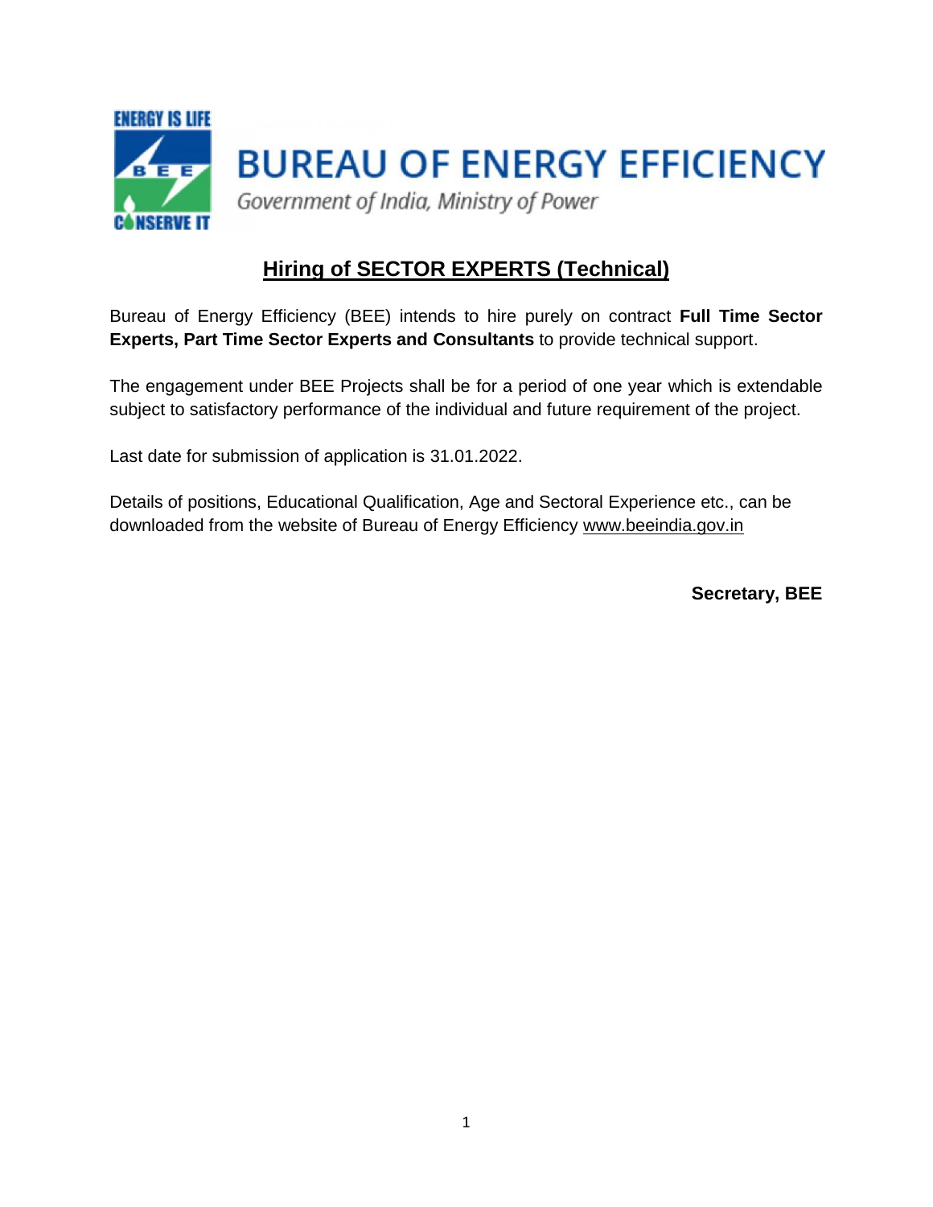ENERGY IS LIFE

BEE

CONSERVE IT

# BUREAU OF ENERGY EFFICIENCY

*Government of India, Ministry of Power*

## Hiring of SECTOR EXPERTS (Technical)

Bureau of Energy Efficiency (BEE) intends to hire purely on contract **Full Time Sector Experts, Part Time Sector Experts and Consultants** to provide technical support.

The engagement under BEE Projects shall be for a period of one year which is extendable subject to satisfactory performance of the individual and future requirement of the project.

Last date for submission of application is 31.01.2022.

Details of positions, Educational Qualification, Age and Sectoral Experience etc., can be downloaded from the website of Bureau of Energy Efficiency www.beeindia.gov.in

**Secretary, BEE**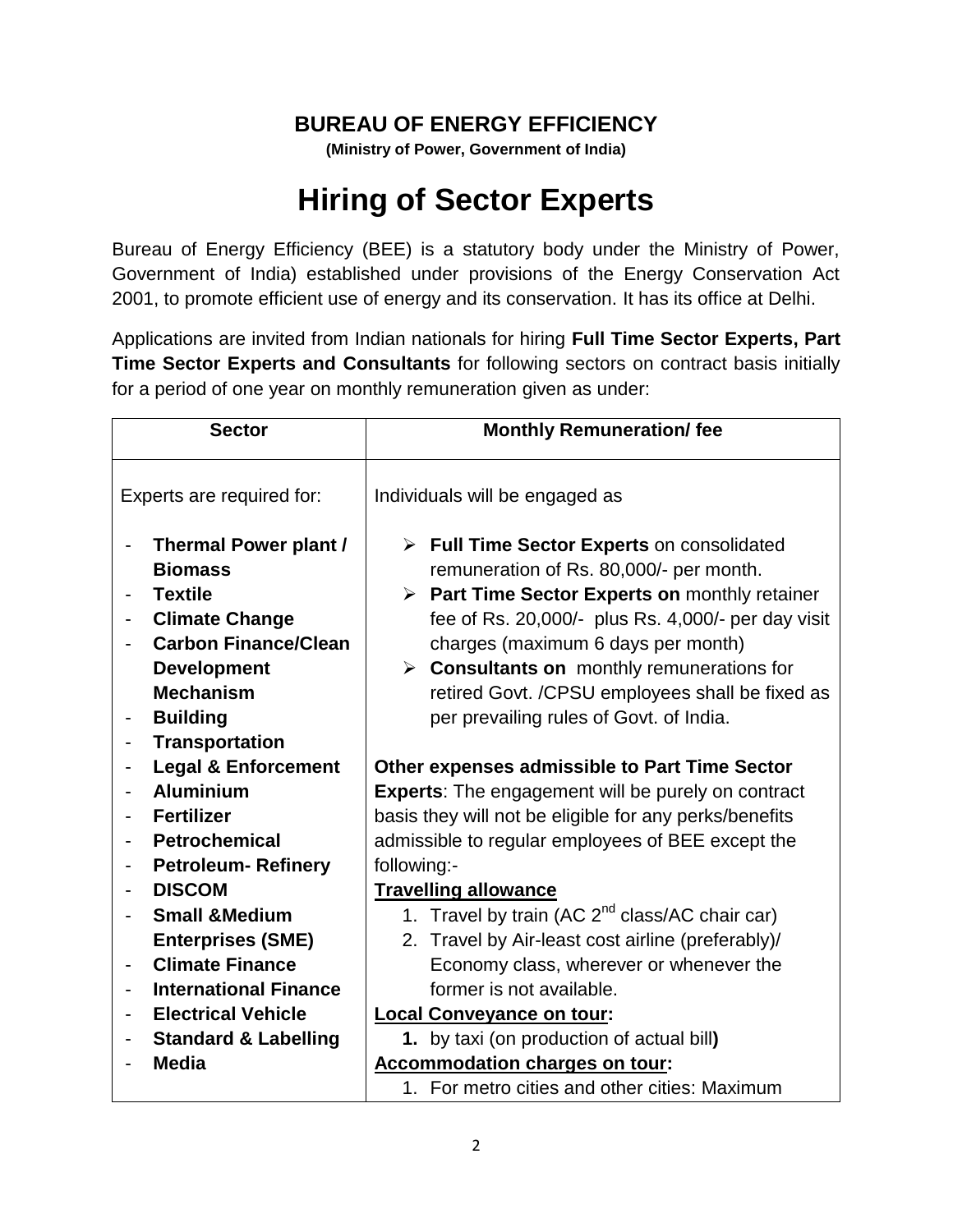# BUREAU OF ENERGY EFFICIENCY

**(Ministry of Power, Government of India)**

# Hiring of Sector Experts

Bureau of Energy Efficiency (BEE) is a statutory body under the Ministry of Power, Government of India) established under provisions of the Energy Conservation Act 2001, to promote efficient use of energy and its conservation. It has its office at Delhi.

Applications are invited from Indian nationals for hiring **Full Time Sector Experts, Part Time Sector Experts and Consultants** for following sectors on contract basis initially for a period of one year on monthly remuneration given as under:

| Sector | Monthly Remuneration/ fee |
|---|---|
| Experts are required for:<br><br>- **Thermal Power plant / Biomass**<br>- **Textile**<br>- **Climate Change**<br>- **Carbon Finance/Clean Development Mechanism**<br>- **Building**<br>- **Transportation**<br>- **Legal & Enforcement**<br>- **Aluminium**<br>- **Fertilizer**<br>- **Petrochemical**<br>- **Petroleum- Refinery**<br>- **DISCOM**<br>- **Small &Medium Enterprises (SME)**<br>- **Climate Finance**<br>- **International Finance**<br>- **Electrical Vehicle**<br>- **Standard & Labelling**<br>- **Media** | Individuals will be engaged as<br><br>➢ **Full Time Sector Experts** on consolidated remuneration of Rs. 80,000/- per month.<br>➢ **Part Time Sector Experts on** monthly retainer fee of Rs. 20,000/- plus Rs. 4,000/- per day visit charges (maximum 6 days per month)<br>➢ **Consultants on** monthly remunerations for retired Govt. /CPSU employees shall be fixed as per prevailing rules of Govt. of India.<br><br>**Other expenses admissible to Part Time Sector Experts**: The engagement will be purely on contract basis they will not be eligible for any perks/benefits admissible to regular employees of BEE except the following:-<br>**<u>Travelling allowance</u>**<br>1. Travel by train (AC 2nd class/AC chair car)<br>2. Travel by Air-least cost airline (preferably)/ Economy class, wherever or whenever the former is not available.<br>**<u>Local Conveyance on tour</u>:**<br>**1.** by taxi (on production of actual bill**)**<br>**<u>Accommodation charges on tour</u>:**<br>1. For metro cities and other cities: Maximum |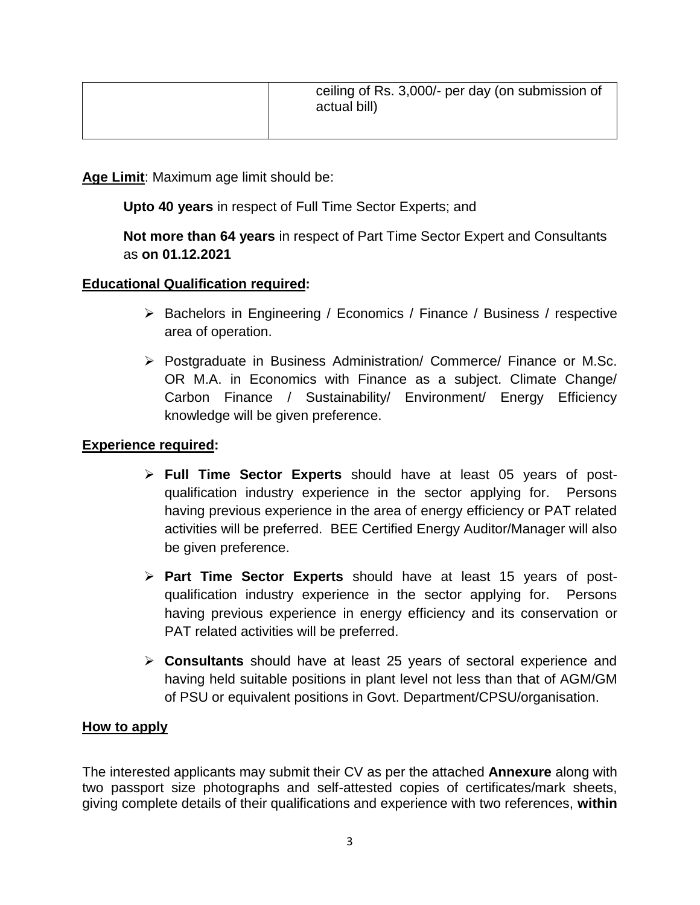| | ceiling of Rs. 3,000/- per day (on submission of actual bill) |
|---|---|

**Age Limit**: Maximum age limit should be:

**Upto 40 years** in respect of Full Time Sector Experts; and

**Not more than 64 years** in respect of Part Time Sector Expert and Consultants as **on 01.12.2021**

**Educational Qualification required:**

- Bachelors in Engineering / Economics / Finance / Business / respective area of operation.
- Postgraduate in Business Administration/ Commerce/ Finance or M.Sc. OR M.A. in Economics with Finance as a subject. Climate Change/ Carbon Finance / Sustainability/ Environment/ Energy Efficiency knowledge will be given preference.

**Experience required:**

- **Full Time Sector Experts** should have at least 05 years of post-qualification industry experience in the sector applying for. Persons having previous experience in the area of energy efficiency or PAT related activities will be preferred. BEE Certified Energy Auditor/Manager will also be given preference.
- **Part Time Sector Experts** should have at least 15 years of post-qualification industry experience in the sector applying for. Persons having previous experience in energy efficiency and its conservation or PAT related activities will be preferred.
- **Consultants** should have at least 25 years of sectoral experience and having held suitable positions in plant level not less than that of AGM/GM of PSU or equivalent positions in Govt. Department/CPSU/organisation.

**How to apply**

The interested applicants may submit their CV as per the attached **Annexure** along with two passport size photographs and self-attested copies of certificates/mark sheets, giving complete details of their qualifications and experience with two references, **within**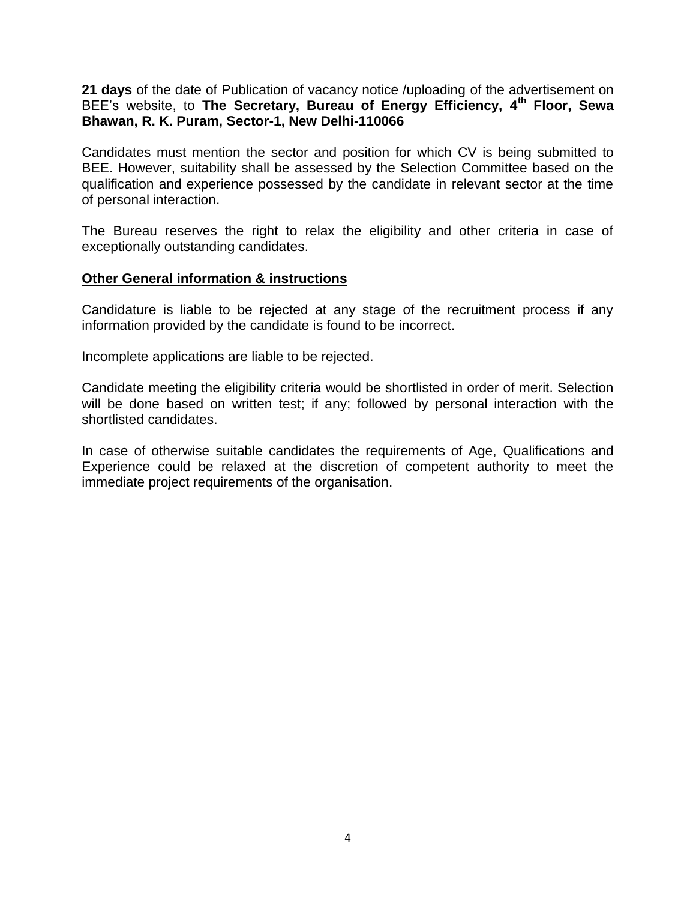**21 days** of the date of Publication of vacancy notice /uploading of the advertisement on BEE's website, to **The Secretary, Bureau of Energy Efficiency, 4th Floor, Sewa Bhawan, R. K. Puram, Sector-1, New Delhi-110066**

Candidates must mention the sector and position for which CV is being submitted to BEE. However, suitability shall be assessed by the Selection Committee based on the qualification and experience possessed by the candidate in relevant sector at the time of personal interaction.

The Bureau reserves the right to relax the eligibility and other criteria in case of exceptionally outstanding candidates.

**Other General information & instructions**

Candidature is liable to be rejected at any stage of the recruitment process if any information provided by the candidate is found to be incorrect.

Incomplete applications are liable to be rejected.

Candidate meeting the eligibility criteria would be shortlisted in order of merit. Selection will be done based on written test; if any; followed by personal interaction with the shortlisted candidates.

In case of otherwise suitable candidates the requirements of Age, Qualifications and Experience could be relaxed at the discretion of competent authority to meet the immediate project requirements of the organisation.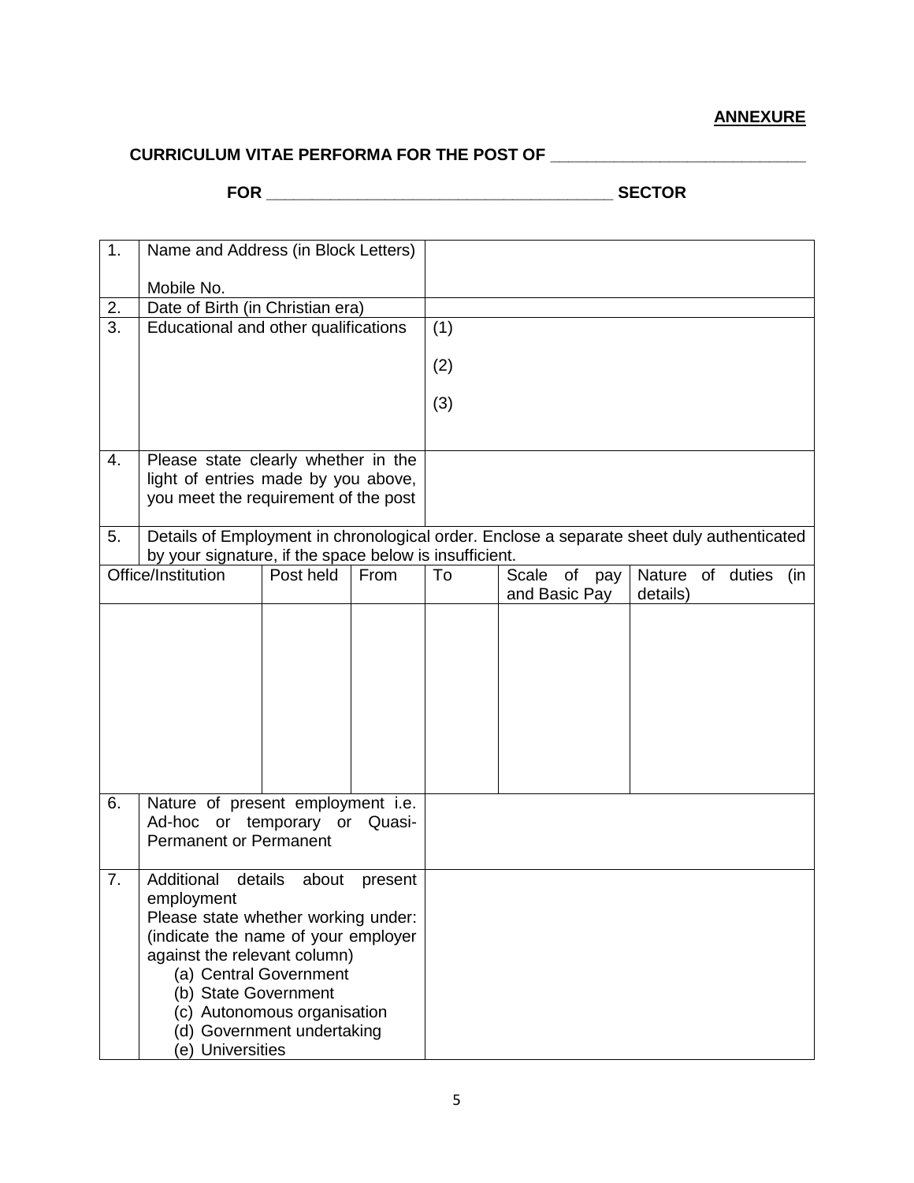**ANNEXURE**

**CURRICULUM VITAE PERFORMA FOR THE POST OF \_\_\_\_\_\_\_\_\_\_\_\_\_\_\_\_\_\_\_\_\_\_\_\_\_\_\_\_**

**FOR \_\_\_\_\_\_\_\_\_\_\_\_\_\_\_\_\_\_\_\_\_\_\_\_\_\_\_\_\_\_\_\_\_\_\_\_\_\_\_ SECTOR**

| | | | | | | |
|---|---|---|---|---|---|---|
| 1. | Name and Address (in Block Letters)<br><br>Mobile No. | | | | | |
| 2. | Date of Birth (in Christian era) | | | | | |
| 3. | Educational and other qualifications | | | (1)<br><br>(2)<br><br>(3) | | |
| 4. | Please state clearly whether in the light of entries made by you above, you meet the requirement of the post | | | | | |
| 5. | Details of Employment in chronological order. Enclose a separate sheet duly authenticated by your signature, if the space below is insufficient. | | | | | |
| Office/Institution | | Post held | From | To | Scale of pay and Basic Pay | Nature of duties (in details) |
| | | | | | | |
| 6. | Nature of present employment i.e. Ad-hoc or temporary or Quasi-Permanent or Permanent | | | | | |
| 7. | Additional details about present employment<br>Please state whether working under: (indicate the name of your employer against the relevant column)<br>(a) Central Government<br>(b) State Government<br>(c) Autonomous organisation<br>(d) Government undertaking<br>(e) Universities | | | | | |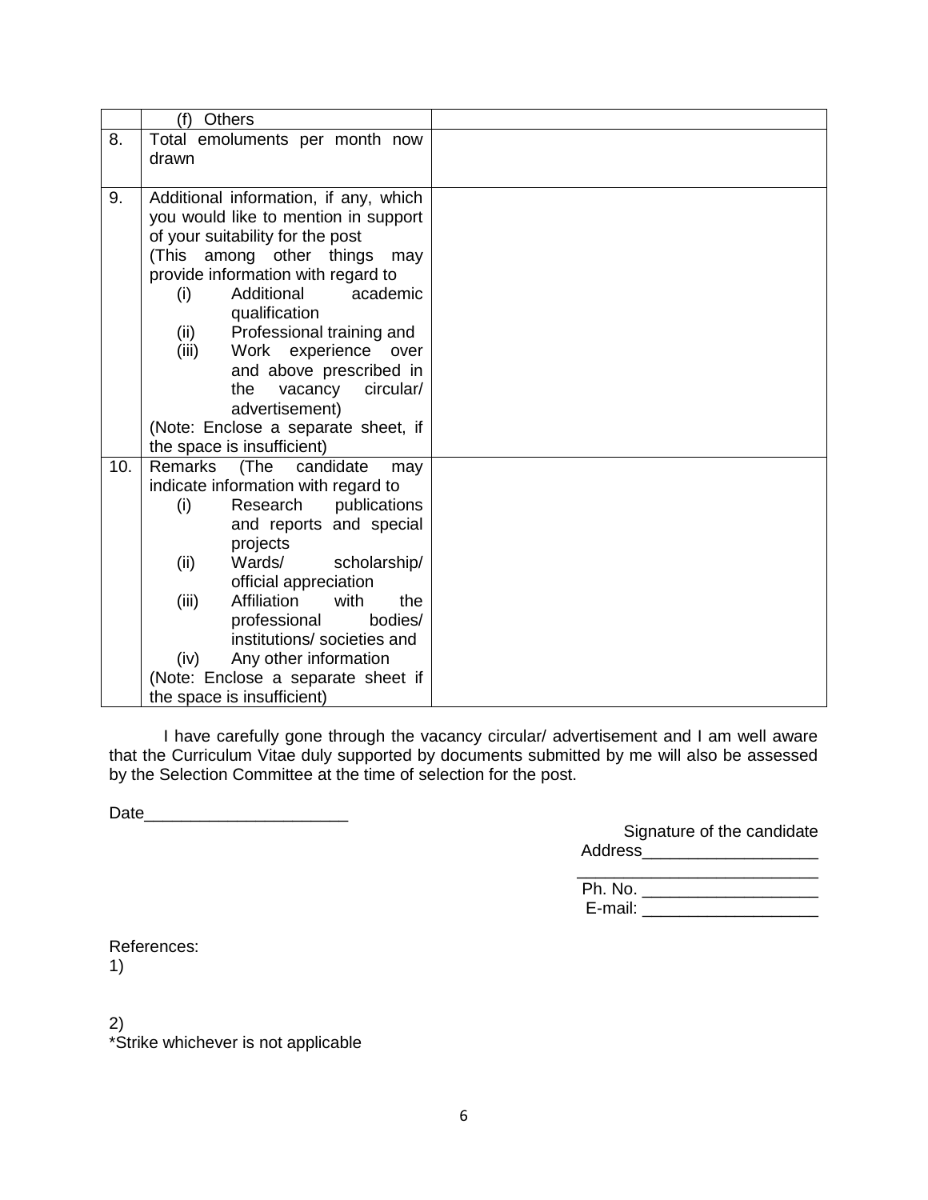| | | |
|---|---|---|
| | (f) Others | |
| 8. | Total emoluments per month now drawn | |
| 9. | Additional information, if any, which you would like to mention in support of your suitability for the post (This among other things may provide information with regard to (i) Additional academic qualification (ii) Professional training and (iii) Work experience over and above prescribed in the vacancy circular/ advertisement) (Note: Enclose a separate sheet, if the space is insufficient) | |
| 10. | Remarks (The candidate may indicate information with regard to (i) Research publications and reports and special projects (ii) Wards/ scholarship/ official appreciation (iii) Affiliation with the professional bodies/ institutions/ societies and (iv) Any other information (Note: Enclose a separate sheet if the space is insufficient) | |

I have carefully gone through the vacancy circular/ advertisement and I am well aware that the Curriculum Vitae duly supported by documents submitted by me will also be assessed by the Selection Committee at the time of selection for the post.

Date______________________

Signature of the candidate
Address___________________
___________________________
Ph. No. ___________________
E-mail: ___________________

References:
1)

2)
*Strike whichever is not applicable